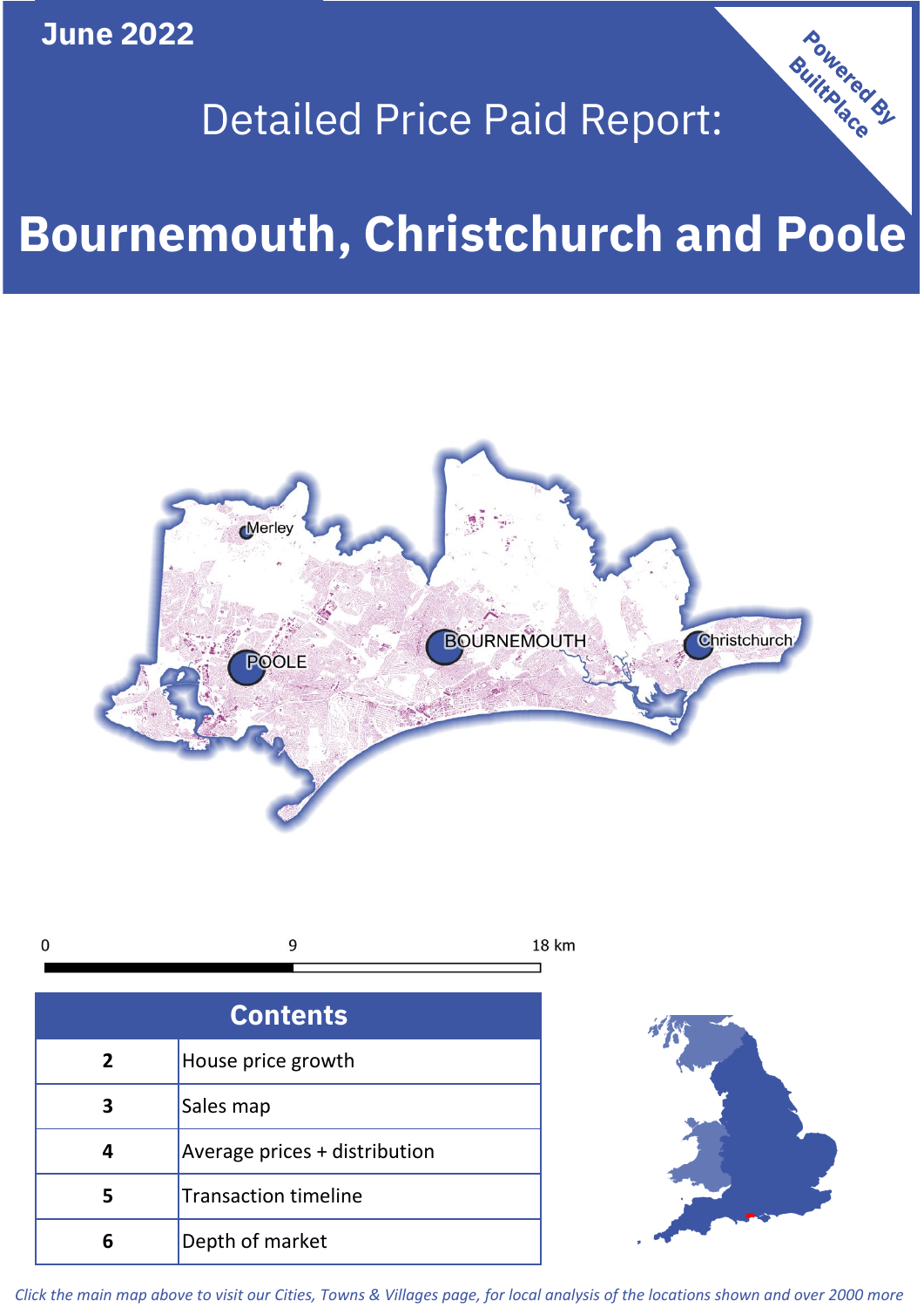June 2022

Powered By BuiltPlace

# Detailed Price Paid Report:

# Bournemouth, Christchurch and Poole

Merley

POOLE

BOURNEMOUTH

Christchurch

0

9

18 km

| Contents | |
|---|---|
| 2 | House price growth |
| 3 | Sales map |
| 4 | Average prices + distribution |
| 5 | Transaction timeline |
| 6 | Depth of market |

*Click the main map above to visit our Cities, Towns & Villages page, for local analysis of the locations shown and over 2000 more*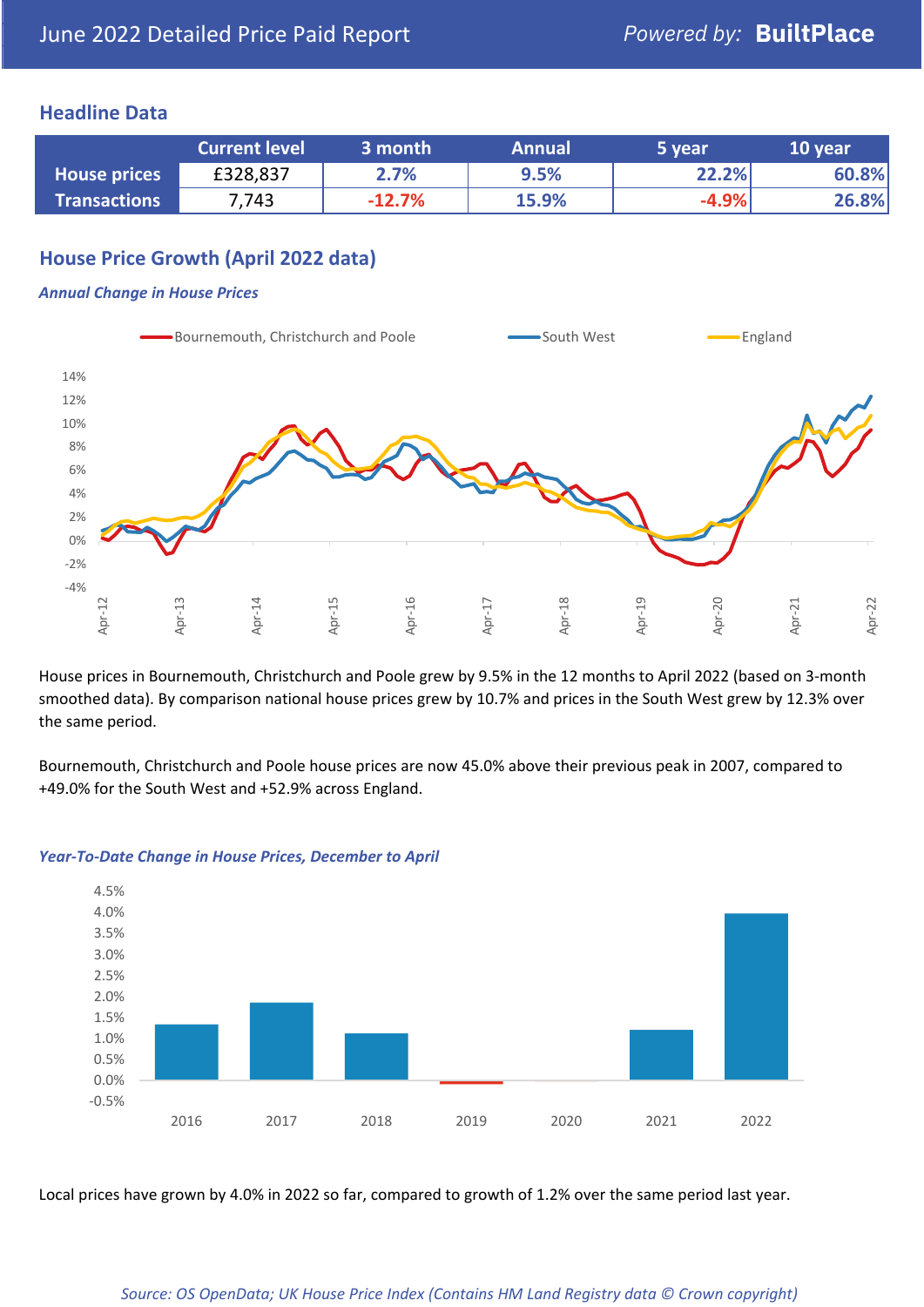June 2022 Detailed Price Paid Report

*Powered by:* **BuiltPlace**

## Headline Data

| | Current level | 3 month | Annual | 5 year | 10 year |
|---|---|---|---|---|---|
| **House prices** | £328,837 | 2.7% | 9.5% | 22.2% | 60.8% |
| **Transactions** | 7,743 | -12.7% | 15.9% | -4.9% | 26.8% |

## House Price Growth (April 2022 data)

### *Annual Change in House Prices*

Bournemouth, Christchurch and Poole
South West
England

14%
12%
10%
8%
6%
4%
2%
0%
-2%
-4%

Apr-12
Apr-13
Apr-14
Apr-15
Apr-16
Apr-17
Apr-18
Apr-19
Apr-20
Apr-21
Apr-22

House prices in Bournemouth, Christchurch and Poole grew by 9.5% in the 12 months to April 2022 (based on 3-month smoothed data). By comparison national house prices grew by 10.7% and prices in the South West grew by 12.3% over the same period.

Bournemouth, Christchurch and Poole house prices are now 45.0% above their previous peak in 2007, compared to +49.0% for the South West and +52.9% across England.

### *Year-To-Date Change in House Prices, December to April*

4.5%
4.0%
3.5%
3.0%
2.5%
2.0%
1.5%
1.0%
0.5%
0.0%
-0.5%

2016
2017
2018
2019
2020
2021
2022

Local prices have grown by 4.0% in 2022 so far, compared to growth of 1.2% over the same period last year.

*Source: OS OpenData; UK House Price Index (Contains HM Land Registry data © Crown copyright)*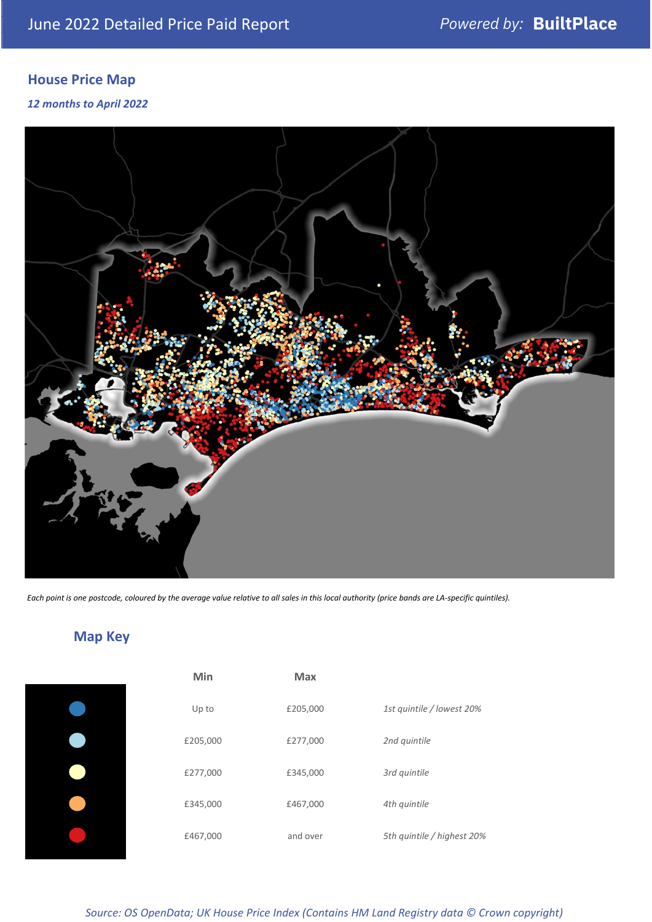## House Price Map

*12 months to April 2022*

*Each point is one postcode, coloured by the average value relative to all sales in this local authority (price bands are LA-specific quintiles).*

## Map Key

| | Min | Max | |
|---|---|---|---|
| | Up to | £205,000 | *1st quintile / lowest 20%* |
| | £205,000 | £277,000 | *2nd quintile* |
| | £277,000 | £345,000 | *3rd quintile* |
| | £345,000 | £467,000 | *4th quintile* |
| | £467,000 | and over | *5th quintile / highest 20%* |

*Source: OS OpenData; UK House Price Index (Contains HM Land Registry data © Crown copyright)*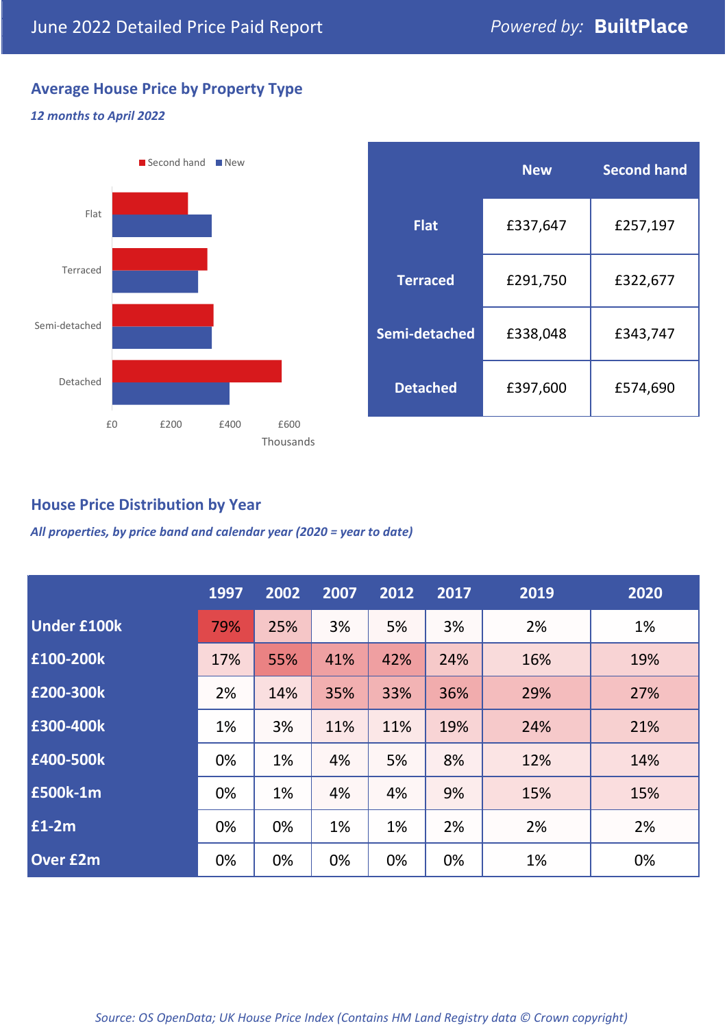# June 2022 Detailed Price Paid Report

*Powered by:* **BuiltPlace**

## Average House Price by Property Type

***12 months to April 2022***

Second hand
New

Flat
Terraced
Semi-detached
Detached

£0
£200
£400
£600
Thousands

| | New | Second hand |
|---|---|---|
| **Flat** | £337,647 | £257,197 |
| **Terraced** | £291,750 | £322,677 |
| **Semi-detached** | £338,048 | £343,747 |
| **Detached** | £397,600 | £574,690 |

## House Price Distribution by Year

***All properties, by price band and calendar year (2020 = year to date)***

| | 1997 | 2002 | 2007 | 2012 | 2017 | 2019 | 2020 |
|---|---|---|---|---|---|---|---|
| **Under £100k** | 79% | 25% | 3% | 5% | 3% | 2% | 1% |
| **£100-200k** | 17% | 55% | 41% | 42% | 24% | 16% | 19% |
| **£200-300k** | 2% | 14% | 35% | 33% | 36% | 29% | 27% |
| **£300-400k** | 1% | 3% | 11% | 11% | 19% | 24% | 21% |
| **£400-500k** | 0% | 1% | 4% | 5% | 8% | 12% | 14% |
| **£500k-1m** | 0% | 1% | 4% | 4% | 9% | 15% | 15% |
| **£1-2m** | 0% | 0% | 1% | 1% | 2% | 2% | 2% |
| **Over £2m** | 0% | 0% | 0% | 0% | 0% | 1% | 0% |

*Source: OS OpenData; UK House Price Index (Contains HM Land Registry data © Crown copyright)*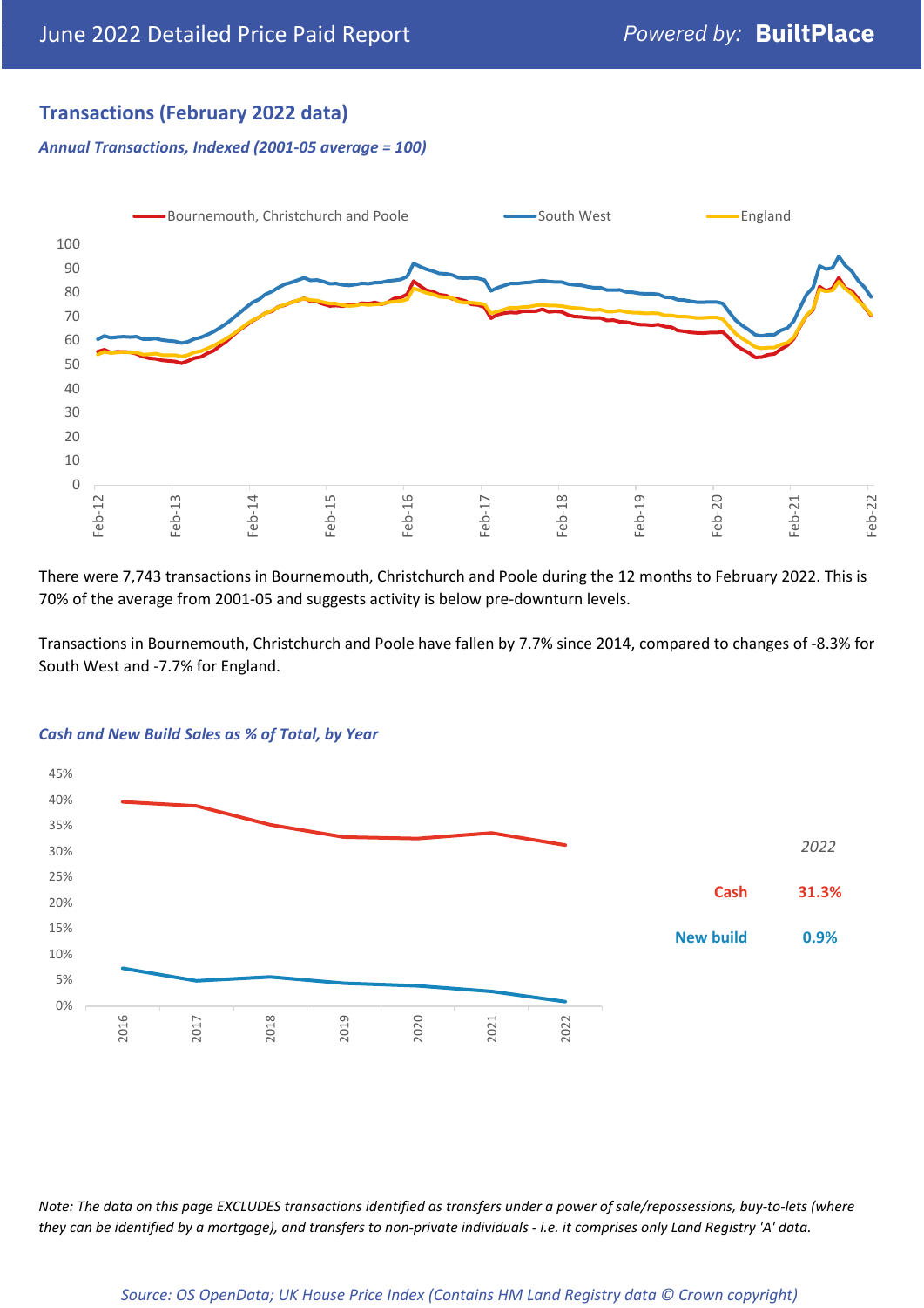## Transactions (February 2022 data)

*Annual Transactions, Indexed (2001-05 average = 100)*

Bournemouth, Christchurch and Poole
South West
England

100
90
80
70
60
50
40
30
20
10
0

Feb-12
Feb-13
Feb-14
Feb-15
Feb-16
Feb-17
Feb-18
Feb-19
Feb-20
Feb-21
Feb-22

There were 7,743 transactions in Bournemouth, Christchurch and Poole during the 12 months to February 2022. This is 70% of the average from 2001-05 and suggests activity is below pre-downturn levels.

Transactions in Bournemouth, Christchurch and Poole have fallen by 7.7% since 2014, compared to changes of -8.3% for South West and -7.7% for England.

*Cash and New Build Sales as % of Total, by Year*

45%
40%
35%
30%
25%
20%
15%
10%
5%
0%

2016
2017
2018
2019
2020
2021
2022

*2022*

**Cash** **31.3%**

**New build** **0.9%**

*Note: The data on this page EXCLUDES transactions identified as transfers under a power of sale/repossessions, buy-to-lets (where they can be identified by a mortgage), and transfers to non-private individuals - i.e. it comprises only Land Registry 'A' data.*

*Source: OS OpenData; UK House Price Index (Contains HM Land Registry data © Crown copyright)*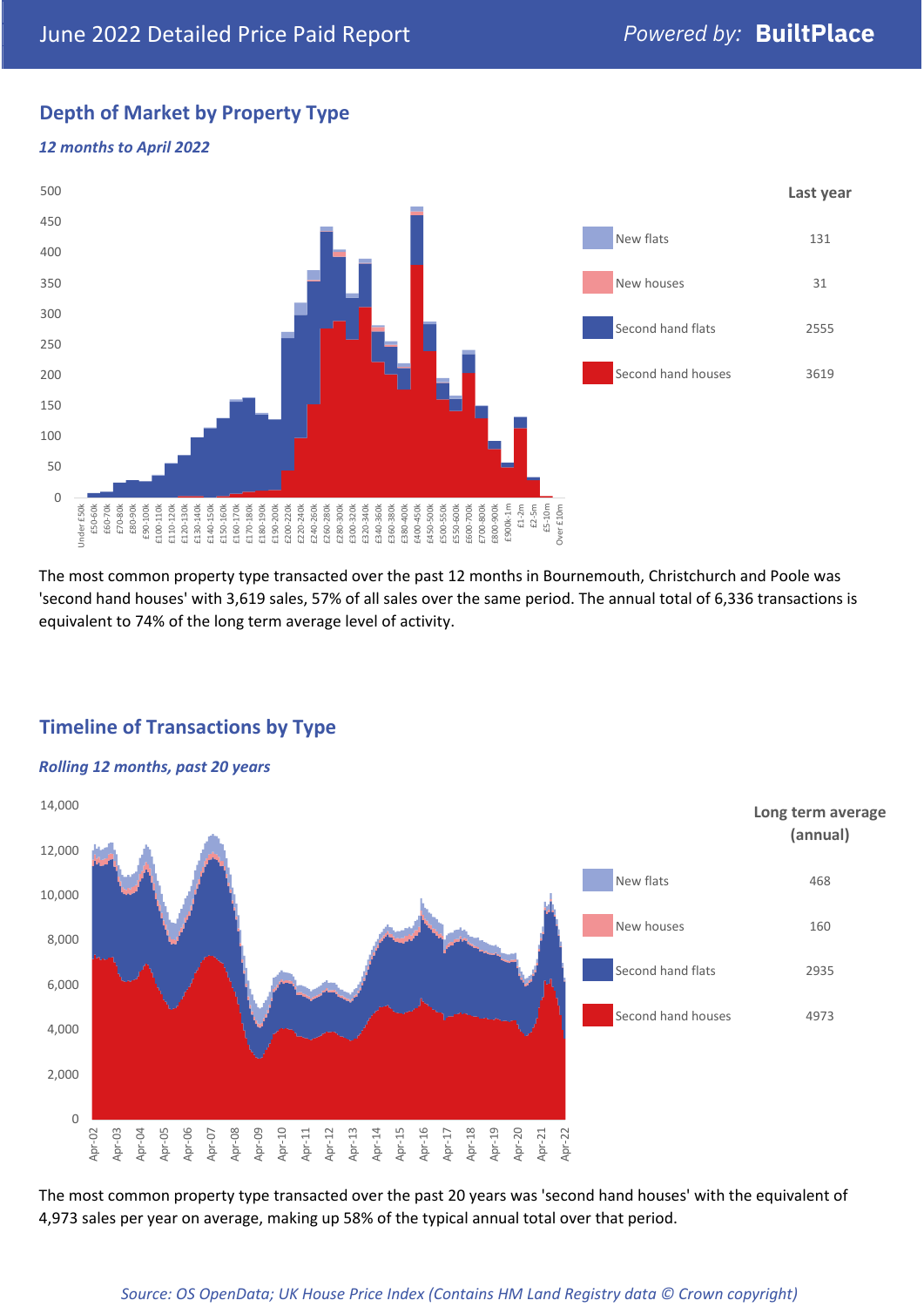June 2022 Detailed Price Paid Report

*Powered by:* **BuiltPlace**

## Depth of Market by Property Type

*12 months to April 2022*

500
450
400
350
300
250
200
150
100
50
0

Under £50k
£50-60k
£60-70k
£70-80k
£80-90k
£90-100k
£100-110k
£110-120k
£120-130k
£130-140k
£140-150k
£150-160k
£160-170k
£170-180k
£180-190k
£190-200k
£200-220k
£220-240k
£240-260k
£260-280k
£280-300k
£300-320k
£320-340k
£340-360k
£360-380k
£380-400k
£400-450k
£450-500k
£500-550k
£550-600k
£600-700k
£700-800k
£800-900k
£900k-1m
£1-2m
£2-5m
£5-10m
Over £10m

Last year

New flats 131

New houses 31

Second hand flats 2555

Second hand houses 3619

The most common property type transacted over the past 12 months in Bournemouth, Christchurch and Poole was 'second hand houses' with 3,619 sales, 57% of all sales over the same period. The annual total of 6,336 transactions is equivalent to 74% of the long term average level of activity.

## Timeline of Transactions by Type

*Rolling 12 months, past 20 years*

14,000
12,000
10,000
8,000
6,000
4,000
2,000
0

Apr-02
Apr-03
Apr-04
Apr-05
Apr-06
Apr-07
Apr-08
Apr-09
Apr-10
Apr-11
Apr-12
Apr-13
Apr-14
Apr-15
Apr-16
Apr-17
Apr-18
Apr-19
Apr-20
Apr-21
Apr-22

Long term average (annual)

New flats 468

New houses 160

Second hand flats 2935

Second hand houses 4973

The most common property type transacted over the past 20 years was 'second hand houses' with the equivalent of 4,973 sales per year on average, making up 58% of the typical annual total over that period.

*Source: OS OpenData; UK House Price Index (Contains HM Land Registry data © Crown copyright)*